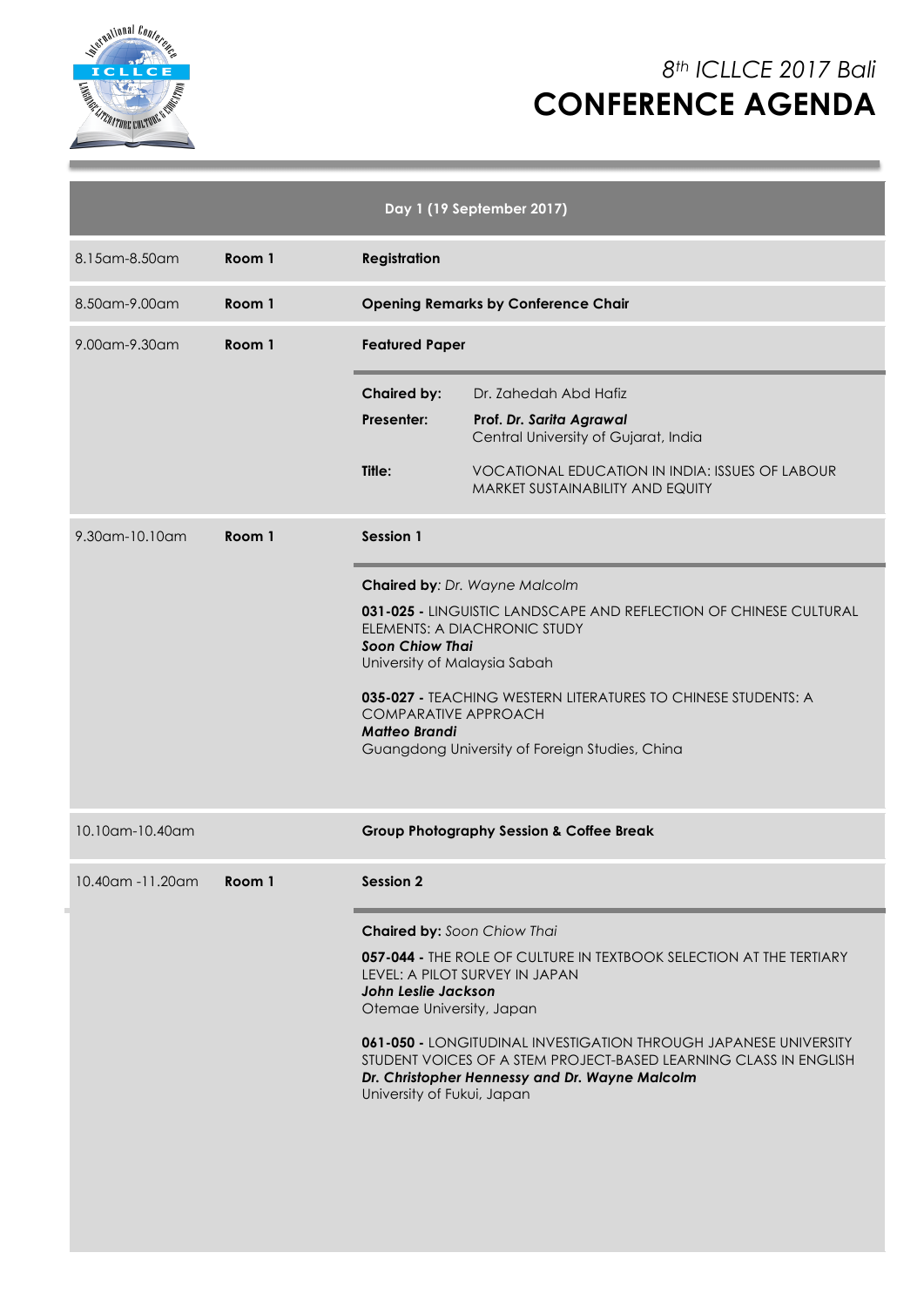*8th ICLLCE 2017 Bali*

# CONFERENCE AGENDA

## Day 1 (19 September 2017)

| Time | Room | Event |
|---|---|---|
| 8.15am-8.50am | **Room 1** | **Registration** |
| 8.50am-9.00am | **Room 1** | **Opening Remarks by Conference Chair** |
| 9.00am-9.30am | **Room 1** | **Featured Paper** |
| 9.30am-10.10am | **Room 1** | **Session 1** |
| 10.10am-10.40am | | **Group Photography Session & Coffee Break** |
| 10.40am -11.20am | **Room 1** | **Session 2** |

### 9.00am-9.30am — Room 1 — Featured Paper

**Chaired by:** Dr. Zahedah Abd Hafiz

**Presenter:** ***Prof. Dr. Sarita Agrawal***
Central University of Gujarat, India

**Title:** VOCATIONAL EDUCATION IN INDIA: ISSUES OF LABOUR MARKET SUSTAINABILITY AND EQUITY

### 9.30am-10.10am — Room 1 — Session 1

**Chaired by**: *Dr. Wayne Malcolm*

**031-025 -** LINGUISTIC LANDSCAPE AND REFLECTION OF CHINESE CULTURAL ELEMENTS: A DIACHRONIC STUDY
***Soon Chiow Thai***
University of Malaysia Sabah

**035-027 -** TEACHING WESTERN LITERATURES TO CHINESE STUDENTS: A COMPARATIVE APPROACH
***Matteo Brandi***
Guangdong University of Foreign Studies, China

### 10.10am-10.40am — Group Photography Session & Coffee Break

### 10.40am -11.20am — Room 1 — Session 2

**Chaired by:** *Soon Chiow Thai*

**057-044 -** THE ROLE OF CULTURE IN TEXTBOOK SELECTION AT THE TERTIARY LEVEL: A PILOT SURVEY IN JAPAN
***John Leslie Jackson***
Otemae University, Japan

**061-050 -** LONGITUDINAL INVESTIGATION THROUGH JAPANESE UNIVERSITY STUDENT VOICES OF A STEM PROJECT-BASED LEARNING CLASS IN ENGLISH
***Dr. Christopher Hennessy and Dr. Wayne Malcolm***
University of Fukui, Japan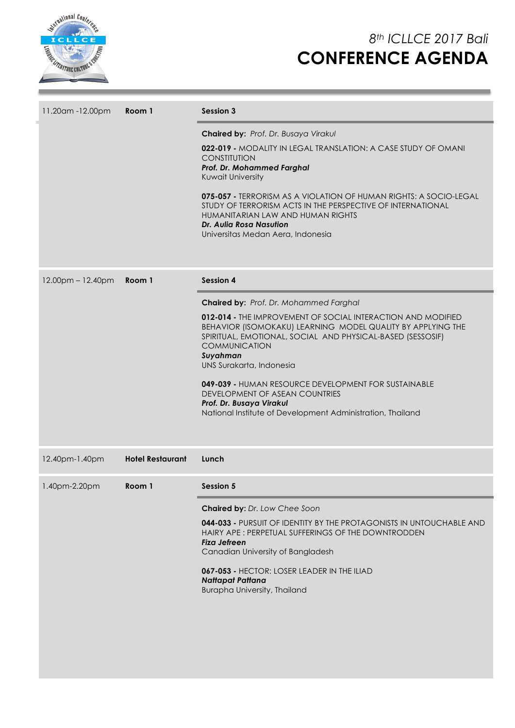| Time | Venue | Session |
| --- | --- | --- |
| 11.20am -12.00pm | **Room 1** | **Session 3**<br><br>**Chaired by:** *Prof. Dr. Busaya Virakul*<br><br>**022-019 -** MODALITY IN LEGAL TRANSLATION: A CASE STUDY OF OMANI CONSTITUTION<br>***Prof. Dr. Mohammed Farghal***<br>Kuwait University<br><br>**075-057 -** TERRORISM AS A VIOLATION OF HUMAN RIGHTS: A SOCIO-LEGAL STUDY OF TERRORISM ACTS IN THE PERSPECTIVE OF INTERNATIONAL HUMANITARIAN LAW AND HUMAN RIGHTS<br>***Dr. Aulia Rosa Nasution***<br>Universitas Medan Aera, Indonesia |
| 12.00pm – 12.40pm | **Room 1** | **Session 4**<br><br>**Chaired by:** *Prof. Dr. Mohammed Farghal*<br><br>**012-014 -** THE IMPROVEMENT OF SOCIAL INTERACTION AND MODIFIED BEHAVIOR (ISOMOKAKU) LEARNING MODEL QUALITY BY APPLYING THE SPIRITUAL, EMOTIONAL, SOCIAL AND PHYSICAL-BASED (SESSOSIF) COMMUNICATION<br>***Suyahman***<br>UNS Surakarta, Indonesia<br><br>**049-039 -** HUMAN RESOURCE DEVELOPMENT FOR SUSTAINABLE DEVELOPMENT OF ASEAN COUNTRIES<br>***Prof. Dr. Busaya Virakul***<br>National Institute of Development Administration, Thailand |
| 12.40pm-1.40pm | **Hotel Restaurant** | **Lunch** |
| 1.40pm-2.20pm | **Room 1** | **Session 5**<br><br>**Chaired by:** *Dr. Low Chee Soon*<br><br>**044-033 -** PURSUIT OF IDENTITY BY THE PROTAGONISTS IN UNTOUCHABLE AND HAIRY APE : PERPETUAL SUFFERINGS OF THE DOWNTRODDEN<br>***Fiza Jefreen***<br>Canadian University of Bangladesh<br><br>**067-053 -** HECTOR: LOSER LEADER IN THE ILIAD<br>***Nattapat Pattana***<br>Burapha University, Thailand |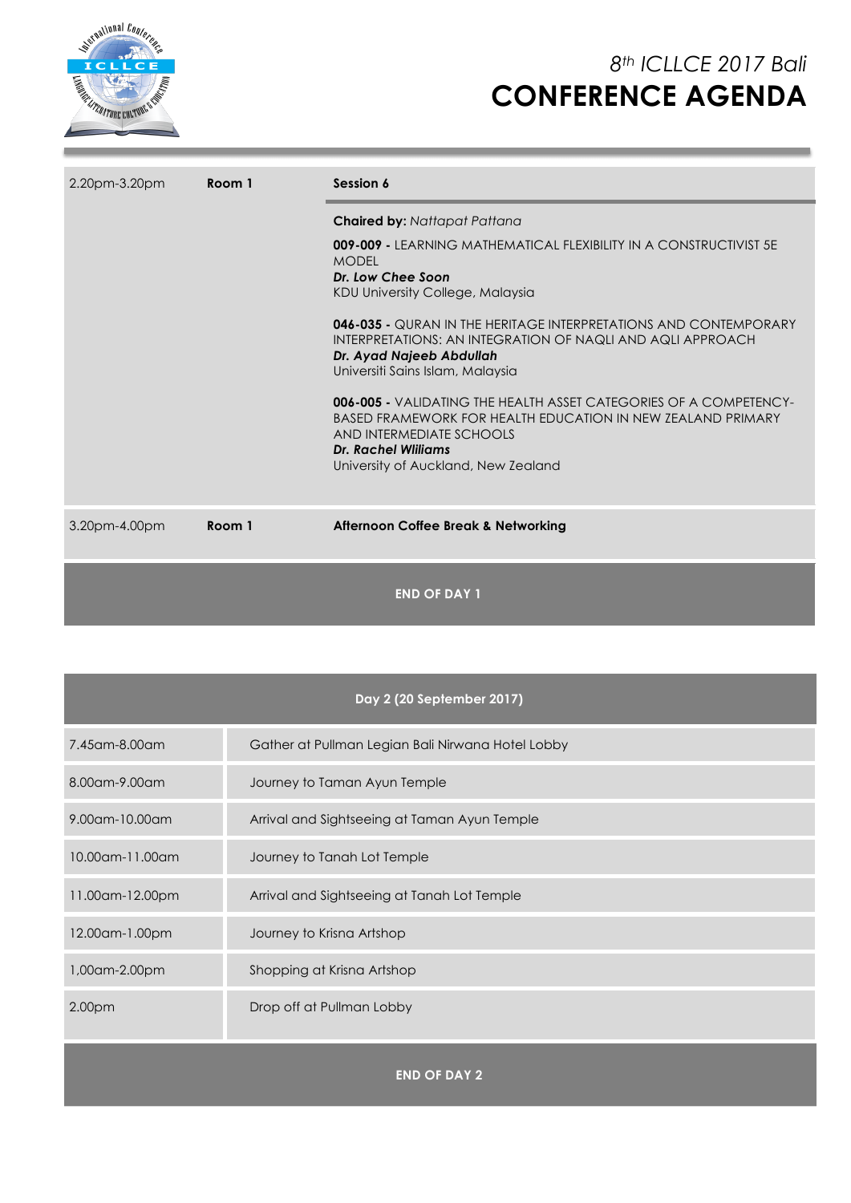| 2.20pm-3.20pm | **Room 1** | **Session 6** |
|---|---|---|
| | | **Chaired by:** *Nattapat Pattana*<br><br>**009-009 -** LEARNING MATHEMATICAL FLEXIBILITY IN A CONSTRUCTIVIST 5E MODEL<br>***Dr. Low Chee Soon***<br>KDU University College, Malaysia<br><br>**046-035 -** QURAN IN THE HERITAGE INTERPRETATIONS AND CONTEMPORARY INTERPRETATIONS: AN INTEGRATION OF NAQLI AND AQLI APPROACH<br>***Dr. Ayad Najeeb Abdullah***<br>Universiti Sains Islam, Malaysia<br><br>**006-005 -** VALIDATING THE HEALTH ASSET CATEGORIES OF A COMPETENCY-BASED FRAMEWORK FOR HEALTH EDUCATION IN NEW ZEALAND PRIMARY AND INTERMEDIATE SCHOOLS<br>***Dr. Rachel Wiliams***<br>University of Auckland, New Zealand |
| 3.20pm-4.00pm | **Room 1** | **Afternoon Coffee Break & Networking** |

**END OF DAY 1**

## Day 2 (20 September 2017)

| Time | Activity |
|---|---|
| 7.45am-8.00am | Gather at Pullman Legian Bali Nirwana Hotel Lobby |
| 8.00am-9.00am | Journey to Taman Ayun Temple |
| 9.00am-10.00am | Arrival and Sightseeing at Taman Ayun Temple |
| 10.00am-11.00am | Journey to Tanah Lot Temple |
| 11.00am-12.00pm | Arrival and Sightseeing at Tanah Lot Temple |
| 12.00am-1.00pm | Journey to Krisna Artshop |
| 1,00am-2.00pm | Shopping at Krisna Artshop |
| 2.00pm | Drop off at Pullman Lobby |

**END OF DAY 2**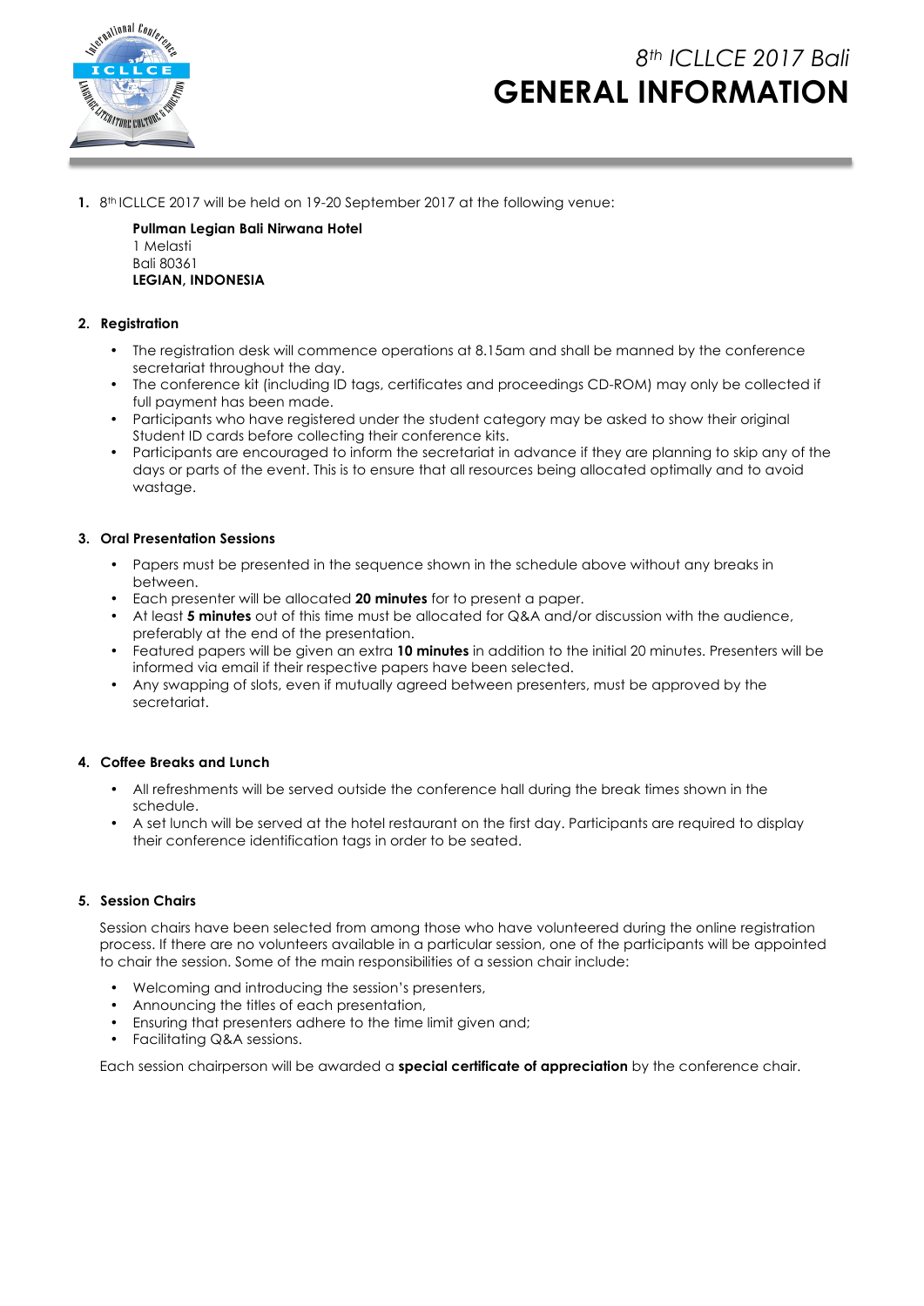# 8th ICLLCE 2017 Bali

# GENERAL INFORMATION

1. 8th ICLLCE 2017 will be held on 19-20 September 2017 at the following venue:

   **Pullman Legian Bali Nirwana Hotel**
   1 Melasti
   Bali 80361
   **LEGIAN, INDONESIA**

2. **Registration**

   - The registration desk will commence operations at 8.15am and shall be manned by the conference secretariat throughout the day.
   - The conference kit (including ID tags, certificates and proceedings CD-ROM) may only be collected if full payment has been made.
   - Participants who have registered under the student category may be asked to show their original Student ID cards before collecting their conference kits.
   - Participants are encouraged to inform the secretariat in advance if they are planning to skip any of the days or parts of the event. This is to ensure that all resources being allocated optimally and to avoid wastage.

3. **Oral Presentation Sessions**

   - Papers must be presented in the sequence shown in the schedule above without any breaks in between.
   - Each presenter will be allocated **20 minutes** for to present a paper.
   - At least **5 minutes** out of this time must be allocated for Q&A and/or discussion with the audience, preferably at the end of the presentation.
   - Featured papers will be given an extra **10 minutes** in addition to the initial 20 minutes. Presenters will be informed via email if their respective papers have been selected.
   - Any swapping of slots, even if mutually agreed between presenters, must be approved by the secretariat.

4. **Coffee Breaks and Lunch**

   - All refreshments will be served outside the conference hall during the break times shown in the schedule.
   - A set lunch will be served at the hotel restaurant on the first day. Participants are required to display their conference identification tags in order to be seated.

5. **Session Chairs**

   Session chairs have been selected from among those who have volunteered during the online registration process. If there are no volunteers available in a particular session, one of the participants will be appointed to chair the session. Some of the main responsibilities of a session chair include:

   - Welcoming and introducing the session's presenters,
   - Announcing the titles of each presentation,
   - Ensuring that presenters adhere to the time limit given and;
   - Facilitating Q&A sessions.

   Each session chairperson will be awarded a **special certificate of appreciation** by the conference chair.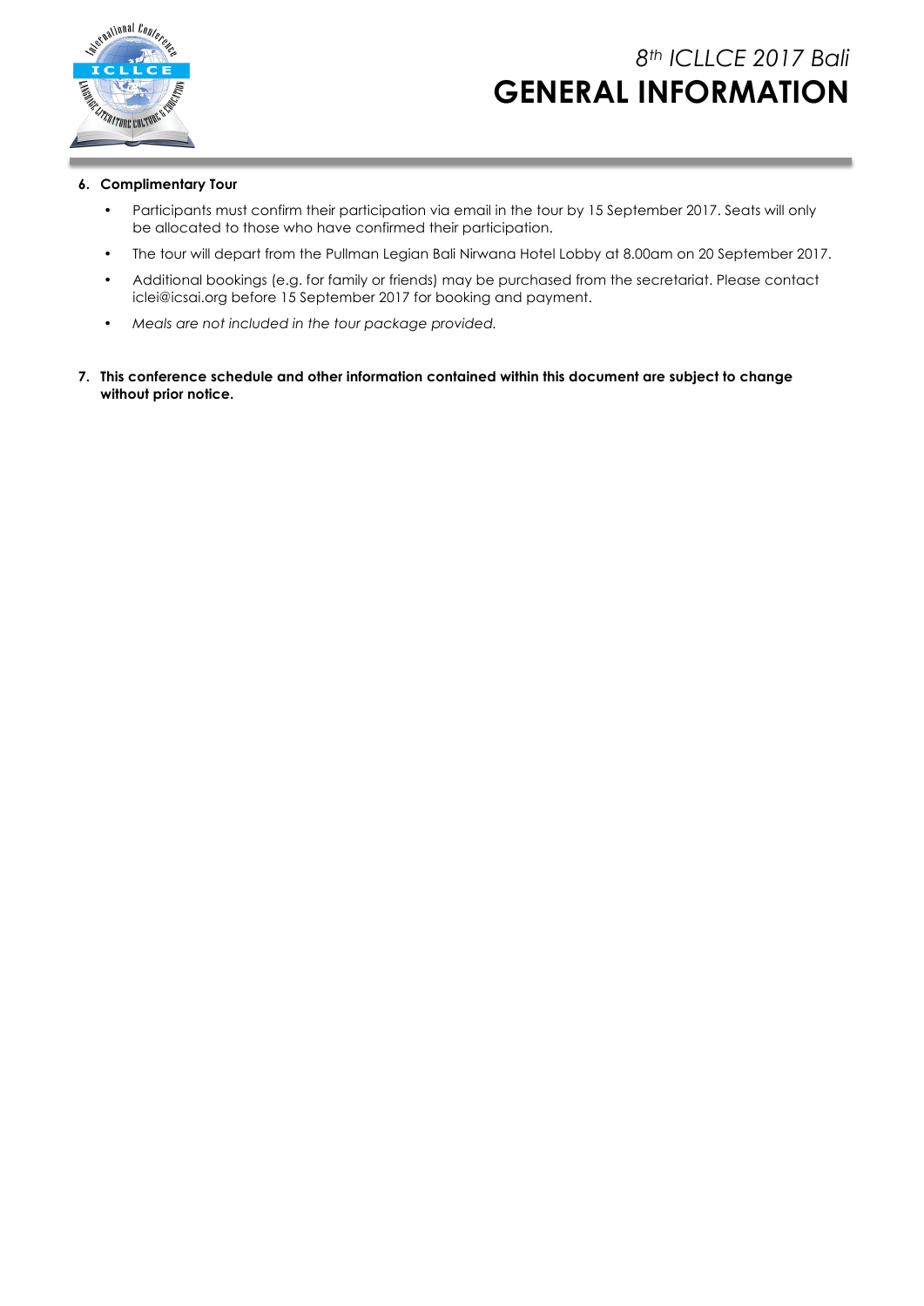6. **Complimentary Tour**

   - Participants must confirm their participation via email in the tour by 15 September 2017. Seats will only be allocated to those who have confirmed their participation.
   - The tour will depart from the Pullman Legian Bali Nirwana Hotel Lobby at 8.00am on 20 September 2017.
   - Additional bookings (e.g. for family or friends) may be purchased from the secretariat. Please contact iclei@icsai.org before 15 September 2017 for booking and payment.
   - *Meals are not included in the tour package provided.*

7. **This conference schedule and other information contained within this document are subject to change without prior notice.**